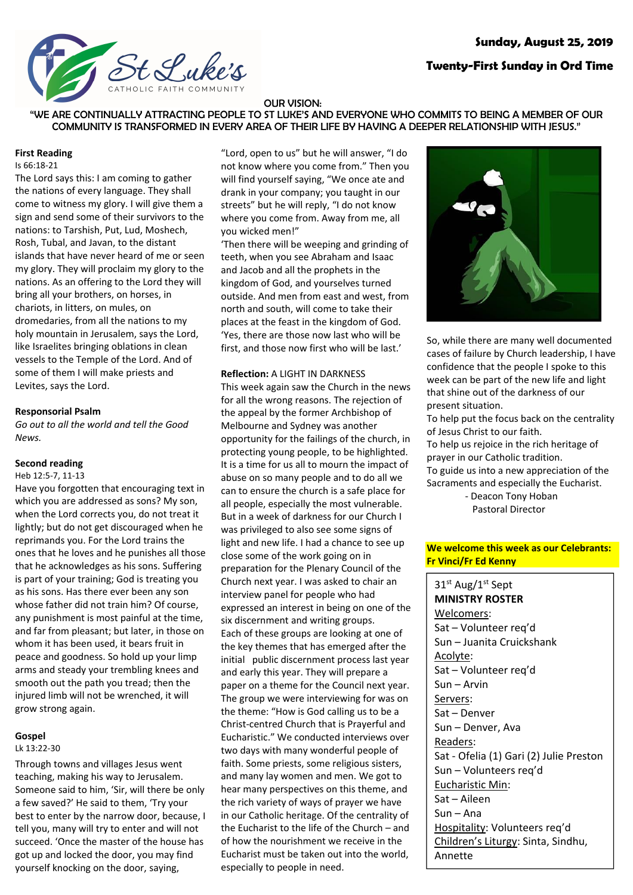**Sunday, August 25, 2019**

**Twenty-First Sunday in Ord Time**

OUR VISION:
"WE ARE CONTINUALLY ATTRACTING PEOPLE TO ST LUKE'S AND EVERYONE WHO COMMITS TO BEING A MEMBER OF OUR COMMUNITY IS TRANSFORMED IN EVERY AREA OF THEIR LIFE BY HAVING A DEEPER RELATIONSHIP WITH JESUS."

**First Reading**

Is 66:18-21

The Lord says this: I am coming to gather the nations of every language. They shall come to witness my glory. I will give them a sign and send some of their survivors to the nations: to Tarshish, Put, Lud, Moshech, Rosh, Tubal, and Javan, to the distant islands that have never heard of me or seen my glory. They will proclaim my glory to the nations. As an offering to the Lord they will bring all your brothers, on horses, in chariots, in litters, on mules, on dromedaries, from all the nations to my holy mountain in Jerusalem, says the Lord, like Israelites bringing oblations in clean vessels to the Temple of the Lord. And of some of them I will make priests and Levites, says the Lord.

**Responsorial Psalm**

*Go out to all the world and tell the Good News.*

**Second reading**

Heb 12:5-7, 11-13

Have you forgotten that encouraging text in which you are addressed as sons? My son, when the Lord corrects you, do not treat it lightly; but do not get discouraged when he reprimands you. For the Lord trains the ones that he loves and he punishes all those that he acknowledges as his sons. Suffering is part of your training; God is treating you as his sons. Has there ever been any son whose father did not train him? Of course, any punishment is most painful at the time, and far from pleasant; but later, in those on whom it has been used, it bears fruit in peace and goodness. So hold up your limp arms and steady your trembling knees and smooth out the path you tread; then the injured limb will not be wrenched, it will grow strong again.

**Gospel**

Lk 13:22-30

Through towns and villages Jesus went teaching, making his way to Jerusalem. Someone said to him, 'Sir, will there be only a few saved?' He said to them, 'Try your best to enter by the narrow door, because, I tell you, many will try to enter and will not succeed. 'Once the master of the house has got up and locked the door, you may find yourself knocking on the door, saying, "Lord, open to us" but he will answer, "I do not know where you come from." Then you will find yourself saying, "We once ate and drank in your company; you taught in our streets" but he will reply, "I do not know where you come from. Away from me, all you wicked men!"
'Then there will be weeping and grinding of teeth, when you see Abraham and Isaac and Jacob and all the prophets in the kingdom of God, and yourselves turned outside. And men from east and west, from north and south, will come to take their places at the feast in the kingdom of God. 'Yes, there are those now last who will be first, and those now first who will be last.'

**Reflection:** A LIGHT IN DARKNESS

This week again saw the Church in the news for all the wrong reasons. The rejection of the appeal by the former Archbishop of Melbourne and Sydney was another opportunity for the failings of the church, in protecting young people, to be highlighted. It is a time for us all to mourn the impact of abuse on so many people and to do all we can to ensure the church is a safe place for all people, especially the most vulnerable.
But in a week of darkness for our Church I was privileged to also see some signs of light and new life. I had a chance to see up close some of the work going on in preparation for the Plenary Council of the Church next year. I was asked to chair an interview panel for people who had expressed an interest in being on one of the six discernment and writing groups.
Each of these groups are looking at one of the key themes that has emerged after the initial public discernment process last year and early this year. They will prepare a paper on a theme for the Council next year. The group we were interviewing for was on the theme: "How is God calling us to be a Christ-centred Church that is Prayerful and Eucharistic." We conducted interviews over two days with many wonderful people of faith. Some priests, some religious sisters, and many lay women and men. We got to hear many perspectives on this theme, and the rich variety of ways of prayer we have in our Catholic heritage. Of the centrality of the Eucharist to the life of the Church – and of how the nourishment we receive in the Eucharist must be taken out into the world, especially to people in need.

So, while there are many well documented cases of failure by Church leadership, I have confidence that the people I spoke to this week can be part of the new life and light that shine out of the darkness of our present situation.
To help put the focus back on the centrality of Jesus Christ to our faith.
To help us rejoice in the rich heritage of prayer in our Catholic tradition.
To guide us into a new appreciation of the Sacraments and especially the Eucharist.

- Deacon Tony Hoban
Pastoral Director

**We welcome this week as our Celebrants: Fr Vinci/Fr Ed Kenny**

31st Aug/1st Sept
**MINISTRY ROSTER**

Welcomers:
Sat – Volunteer req'd
Sun – Juanita Cruickshank

Acolyte:
Sat – Volunteer req'd
Sun – Arvin

Servers:
Sat – Denver
Sun – Denver, Ava

Readers:
Sat - Ofelia (1) Gari (2) Julie Preston
Sun – Volunteers req'd

Eucharistic Min:
Sat – Aileen
Sun – Ana

Hospitality: Volunteers req'd

Children's Liturgy: Sinta, Sindhu, Annette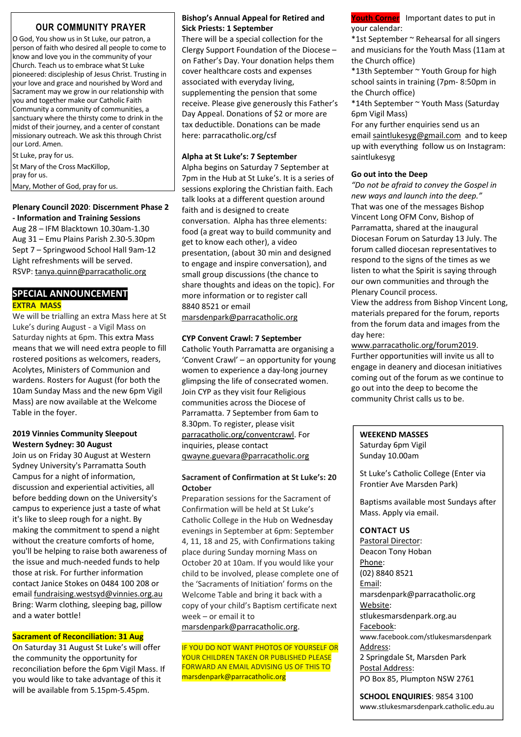## OUR COMMUNITY PRAYER

O God, You show us in St Luke, our patron, a person of faith who desired all people to come to know and love you in the community of your Church. Teach us to embrace what St Luke pioneered: discipleship of Jesus Christ. Trusting in your love and grace and nourished by Word and Sacrament may we grow in our relationship with you and together make our Catholic Faith Community a community of communities, a sanctuary where the thirsty come to drink in the midst of their journey, and a center of constant missionary outreach. We ask this through Christ our Lord. Amen.

St Luke, pray for us.

St Mary of the Cross MacKillop, pray for us.

Mary, Mother of God, pray for us.

**Plenary Council 2020**: **Discernment Phase 2 - Information and Training Sessions**

Aug 28 – IFM Blacktown 10.30am-1.30

Aug 31 – Emu Plains Parish 2.30-5.30pm

Sept 7 – Springwood School Hall 9am-12

Light refreshments will be served.

RSVP: tanya.quinn@parracatholic.org

**SPECIAL ANNOUNCEMENT**

**EXTRA MASS**

We will be trialling an extra Mass here at St Luke's during August - a Vigil Mass on Saturday nights at 6pm. This extra Mass means that we will need extra people to fill rostered positions as welcomers, readers, Acolytes, Ministers of Communion and wardens. Rosters for August (for both the 10am Sunday Mass and the new 6pm Vigil Mass) are now available at the Welcome Table in the foyer.

**2019 Vinnies Community Sleepout Western Sydney: 30 August**

Join us on Friday 30 August at Western Sydney University's Parramatta South Campus for a night of information, discussion and experiential activities, all before bedding down on the University's campus to experience just a taste of what it's like to sleep rough for a night. By making the commitment to spend a night without the creature comforts of home, you'll be helping to raise both awareness of the issue and much-needed funds to help those at risk. For further information contact Janice Stokes on 0484 100 208 or email fundraising.westsyd@vinnies.org.au

Bring: Warm clothing, sleeping bag, pillow and a water bottle!

**Sacrament of Reconciliation: 31 Aug**

On Saturday 31 August St Luke's will offer the community the opportunity for reconciliation before the 6pm Vigil Mass. If you would like to take advantage of this it will be available from 5.15pm-5.45pm.

**Bishop's Annual Appeal for Retired and Sick Priests: 1 September**

There will be a special collection for the Clergy Support Foundation of the Diocese – on Father's Day. Your donation helps them cover healthcare costs and expenses associated with everyday living, supplementing the pension that some receive. Please give generously this Father's Day Appeal. Donations of $2 or more are tax deductible. Donations can be made here: parracatholic.org/csf

**Alpha at St Luke's: 7 September**

Alpha begins on Saturday 7 September at 7pm in the Hub at St Luke's. It is a series of sessions exploring the Christian faith. Each talk looks at a different question around faith and is designed to create conversation. Alpha has three elements: food (a great way to build community and get to know each other), a video presentation, (about 30 min and designed to engage and inspire conversation), and small group discussions (the chance to share thoughts and ideas on the topic). For more information or to register call 8840 8521 or email marsdenpark@parracatholic.org

**CYP Convent Crawl: 7 September**

Catholic Youth Parramatta are organising a 'Convent Crawl' – an opportunity for young women to experience a day-long journey glimpsing the life of consecrated women. Join CYP as they visit four Religious communities across the Diocese of Parramatta. 7 September from 6am to 8.30pm. To register, please visit parracatholic.org/conventcrawl. For inquiries, please contact qwayne.guevara@parracatholic.org

**Sacrament of Confirmation at St Luke's: 20 October**

Preparation sessions for the Sacrament of Confirmation will be held at St Luke's Catholic College in the Hub on Wednesday evenings in September at 6pm: September 4, 11, 18 and 25, with Confirmations taking place during Sunday morning Mass on October 20 at 10am. If you would like your child to be involved, please complete one of the 'Sacraments of Initiation' forms on the Welcome Table and bring it back with a copy of your child's Baptism certificate next week – or email it to marsdenpark@parracatholic.org.

IF YOU DO NOT WANT PHOTOS OF YOURSELF OR YOUR CHILDREN TAKEN OR PUBLISHED PLEASE FORWARD AN EMAIL ADVISING US OF THIS TO marsdenpark@parracatholic.org

**Youth Corner** Important dates to put in your calendar:

*1st September ~ Rehearsal for all singers and musicians for the Youth Mass (11am at the Church office)

*13th September ~ Youth Group for high school saints in training (7pm- 8:50pm in the Church office)

*14th September ~ Youth Mass (Saturday 6pm Vigil Mass)

For any further enquiries send us an email saintlukesyg@gmail.com and to keep up with everything follow us on Instagram: saintlukesyg

**Go out into the Deep**

*"Do not be afraid to convey the Gospel in new ways and launch into the deep."*

That was one of the messages Bishop Vincent Long OFM Conv, Bishop of Parramatta, shared at the inaugural Diocesan Forum on Saturday 13 July. The forum called diocesan representatives to respond to the signs of the times as we listen to what the Spirit is saying through our own communities and through the Plenary Council process.

View the address from Bishop Vincent Long, materials prepared for the forum, reports from the forum data and images from the day here:

www.parracatholic.org/forum2019.

Further opportunities will invite us all to engage in deanery and diocesan initiatives coming out of the forum as we continue to go out into the deep to become the community Christ calls us to be.

**WEEKEND MASSES**

Saturday 6pm Vigil

Sunday 10.00am

St Luke's Catholic College (Enter via Frontier Ave Marsden Park)

Baptisms available most Sundays after Mass. Apply via email.

**CONTACT US**

Pastoral Director:
Deacon Tony Hoban

Phone:
(02) 8840 8521

Email:
marsdenpark@parracatholic.org

Website:
stlukesmarsdenpark.org.au

Facebook:
www.facebook.com/stlukesmarsdenpark

Address:
2 Springdale St, Marsden Park

Postal Address:
PO Box 85, Plumpton NSW 2761

**SCHOOL ENQUIRIES**: 9854 3100
www.stlukesmarsdenpark.catholic.edu.au